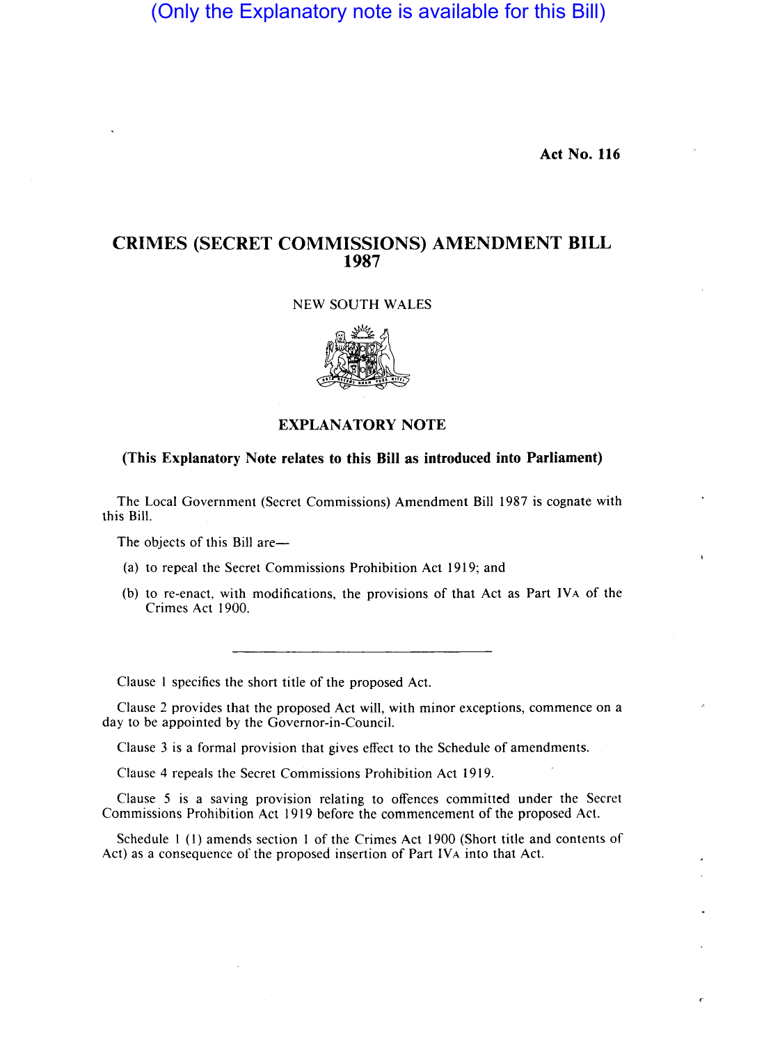(Only the Explanatory note is available for this Bill)

**Act No. 116**

# CRIMES (SECRET COMMISSIONS) AMENDMENT BILL 1987

NEW SOUTH WALES

## EXPLANATORY NOTE

### (This Explanatory Note relates to this Bill as introduced into Parliament)

The Local Government (Secret Commissions) Amendment Bill 1987 is cognate with this Bill.

The objects of this Bill are—

(a) to repeal the Secret Commissions Prohibition Act 1919; and

(b) to re-enact, with modifications, the provisions of that Act as Part IVA of the Crimes Act 1900.

---

Clause 1 specifies the short title of the proposed Act.

Clause 2 provides that the proposed Act will, with minor exceptions, commence on a day to be appointed by the Governor-in-Council.

Clause 3 is a formal provision that gives effect to the Schedule of amendments.

Clause 4 repeals the Secret Commissions Prohibition Act 1919.

Clause 5 is a saving provision relating to offences committed under the Secret Commissions Prohibition Act 1919 before the commencement of the proposed Act.

Schedule 1 (1) amends section 1 of the Crimes Act 1900 (Short title and contents of Act) as a consequence of the proposed insertion of Part IVA into that Act.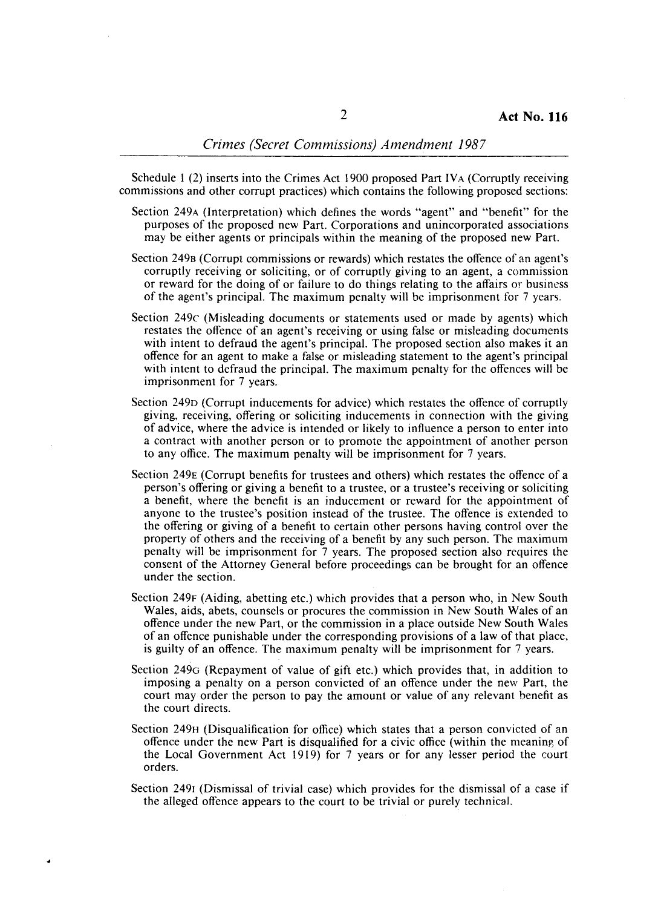Schedule 1 (2) inserts into the Crimes Act 1900 proposed Part IVA (Corruptly receiving commissions and other corrupt practices) which contains the following proposed sections:

Section 249A (Interpretation) which defines the words "agent" and "benefit" for the purposes of the proposed new Part. Corporations and unincorporated associations may be either agents or principals within the meaning of the proposed new Part.

Section 249B (Corrupt commissions or rewards) which restates the offence of an agent's corruptly receiving or soliciting, or of corruptly giving to an agent, a commission or reward for the doing of or failure to do things relating to the affairs or business of the agent's principal. The maximum penalty will be imprisonment for 7 years.

Section 249C (Misleading documents or statements used or made by agents) which restates the offence of an agent's receiving or using false or misleading documents with intent to defraud the agent's principal. The proposed section also makes it an offence for an agent to make a false or misleading statement to the agent's principal with intent to defraud the principal. The maximum penalty for the offences will be imprisonment for 7 years.

Section 249D (Corrupt inducements for advice) which restates the offence of corruptly giving, receiving, offering or soliciting inducements in connection with the giving of advice, where the advice is intended or likely to influence a person to enter into a contract with another person or to promote the appointment of another person to any office. The maximum penalty will be imprisonment for 7 years.

Section 249E (Corrupt benefits for trustees and others) which restates the offence of a person's offering or giving a benefit to a trustee, or a trustee's receiving or soliciting a benefit, where the benefit is an inducement or reward for the appointment of anyone to the trustee's position instead of the trustee. The offence is extended to the offering or giving of a benefit to certain other persons having control over the property of others and the receiving of a benefit by any such person. The maximum penalty will be imprisonment for 7 years. The proposed section also requires the consent of the Attorney General before proceedings can be brought for an offence under the section.

Section 249F (Aiding, abetting etc.) which provides that a person who, in New South Wales, aids, abets, counsels or procures the commission in New South Wales of an offence under the new Part, or the commission in a place outside New South Wales of an offence punishable under the corresponding provisions of a law of that place, is guilty of an offence. The maximum penalty will be imprisonment for 7 years.

Section 249G (Repayment of value of gift etc.) which provides that, in addition to imposing a penalty on a person convicted of an offence under the new Part, the court may order the person to pay the amount or value of any relevant benefit as the court directs.

Section 249H (Disqualification for office) which states that a person convicted of an offence under the new Part is disqualified for a civic office (within the meaning of the Local Government Act 1919) for 7 years or for any lesser period the court orders.

Section 249I (Dismissal of trivial case) which provides for the dismissal of a case if the alleged offence appears to the court to be trivial or purely technical.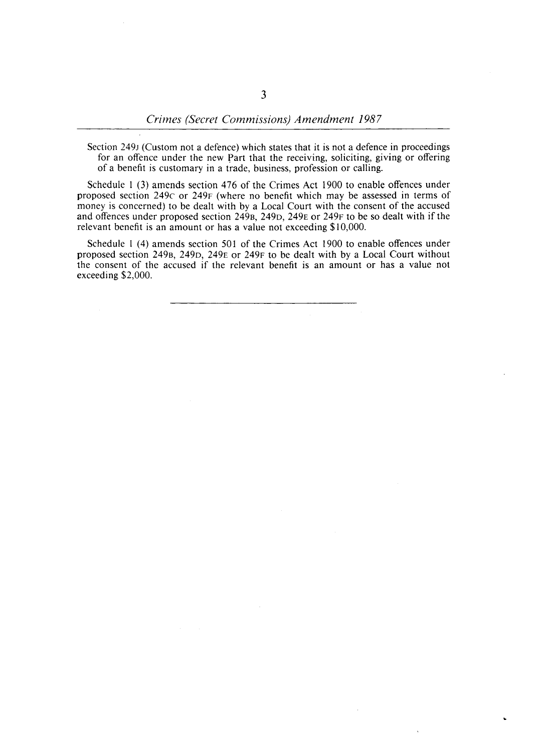Section 249J (Custom not a defence) which states that it is not a defence in proceedings for an offence under the new Part that the receiving, soliciting, giving or offering of a benefit is customary in a trade, business, profession or calling.

Schedule 1 (3) amends section 476 of the Crimes Act 1900 to enable offences under proposed section 249C or 249F (where no benefit which may be assessed in terms of money is concerned) to be dealt with by a Local Court with the consent of the accused and offences under proposed section 249B, 249D, 249E or 249F to be so dealt with if the relevant benefit is an amount or has a value not exceeding $10,000.

Schedule 1 (4) amends section 501 of the Crimes Act 1900 to enable offences under proposed section 249B, 249D, 249E or 249F to be dealt with by a Local Court without the consent of the accused if the relevant benefit is an amount or has a value not exceeding $2,000.